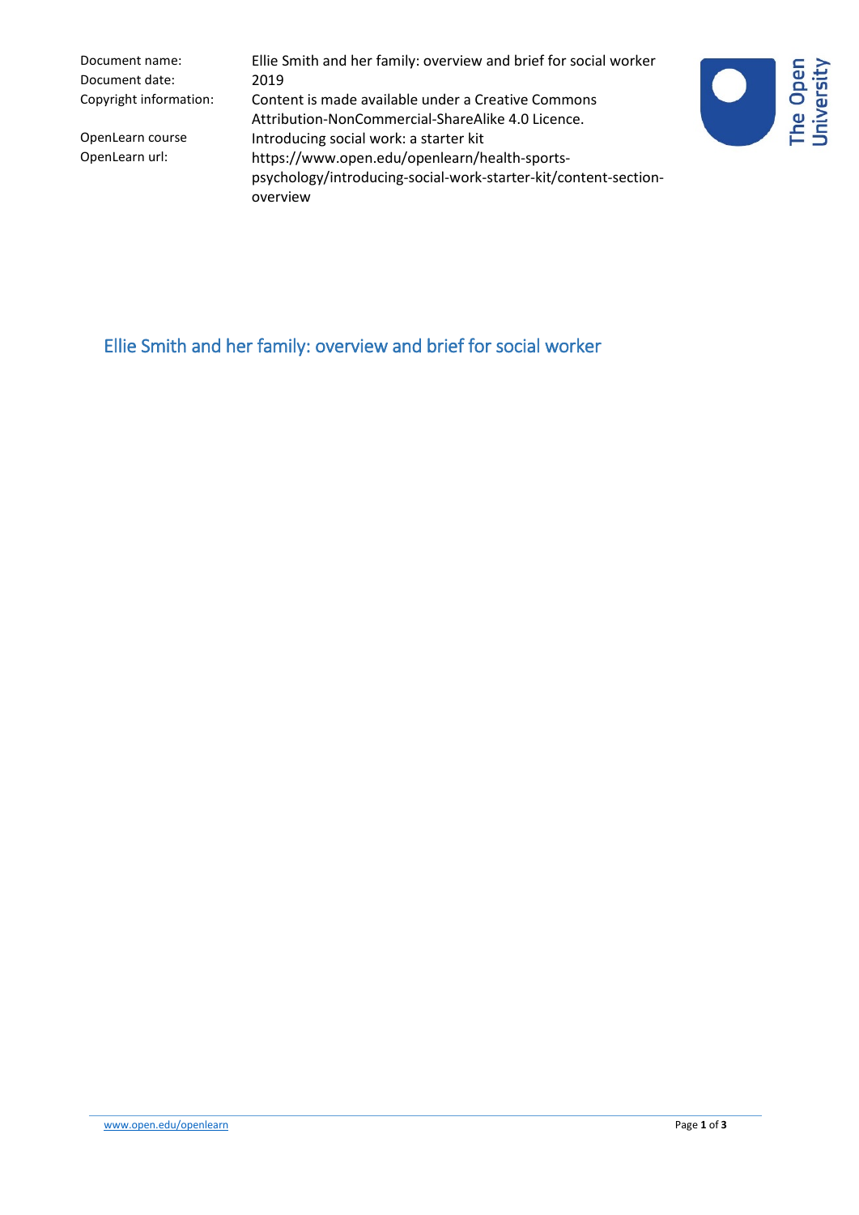| | |
|---|---|
| Document name: | Ellie Smith and her family: overview and brief for social worker |
| Document date: | 2019 |
| Copyright information: | Content is made available under a Creative Commons Attribution-NonCommercial-ShareAlike 4.0 Licence. |
| OpenLearn course | Introducing social work: a starter kit |
| OpenLearn url: | https://www.open.edu/openlearn/health-sports-psychology/introducing-social-work-starter-kit/content-section-overview |

# Ellie Smith and her family: overview and brief for social worker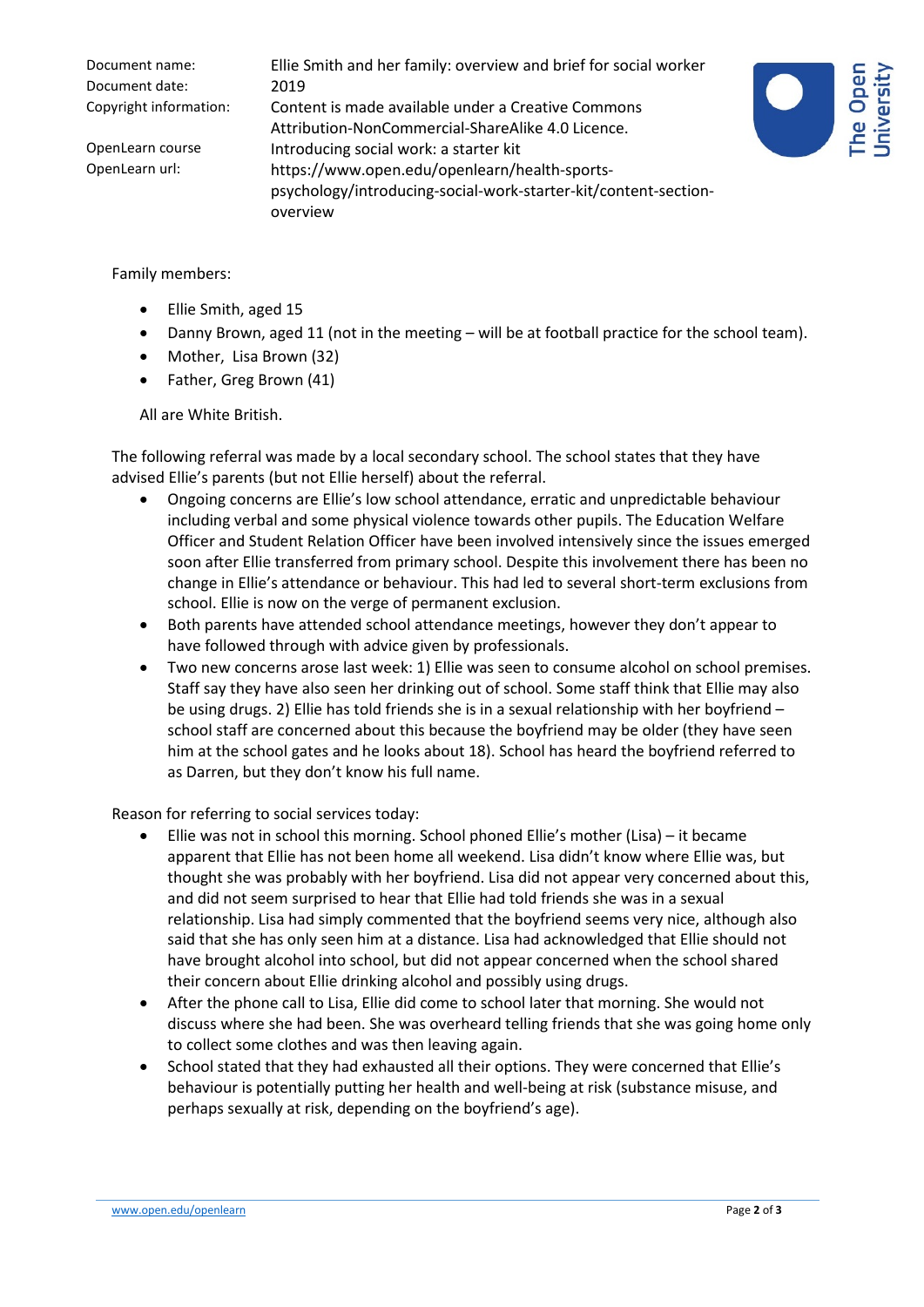| | |
|---|---|
| Document name: | Ellie Smith and her family: overview and brief for social worker |
| Document date: | 2019 |
| Copyright information: | Content is made available under a Creative Commons Attribution-NonCommercial-ShareAlike 4.0 Licence. |
| OpenLearn course | Introducing social work: a starter kit |
| OpenLearn url: | https://www.open.edu/openlearn/health-sports-psychology/introducing-social-work-starter-kit/content-section-overview |

Family members:

- Ellie Smith, aged 15
- Danny Brown, aged 11 (not in the meeting – will be at football practice for the school team).
- Mother, Lisa Brown (32)
- Father, Greg Brown (41)

All are White British.

The following referral was made by a local secondary school. The school states that they have advised Ellie's parents (but not Ellie herself) about the referral.

- Ongoing concerns are Ellie's low school attendance, erratic and unpredictable behaviour including verbal and some physical violence towards other pupils. The Education Welfare Officer and Student Relation Officer have been involved intensively since the issues emerged soon after Ellie transferred from primary school. Despite this involvement there has been no change in Ellie's attendance or behaviour. This had led to several short-term exclusions from school. Ellie is now on the verge of permanent exclusion.
- Both parents have attended school attendance meetings, however they don't appear to have followed through with advice given by professionals.
- Two new concerns arose last week: 1) Ellie was seen to consume alcohol on school premises. Staff say they have also seen her drinking out of school. Some staff think that Ellie may also be using drugs. 2) Ellie has told friends she is in a sexual relationship with her boyfriend – school staff are concerned about this because the boyfriend may be older (they have seen him at the school gates and he looks about 18). School has heard the boyfriend referred to as Darren, but they don't know his full name.

Reason for referring to social services today:

- Ellie was not in school this morning. School phoned Ellie's mother (Lisa) – it became apparent that Ellie has not been home all weekend. Lisa didn't know where Ellie was, but thought she was probably with her boyfriend. Lisa did not appear very concerned about this, and did not seem surprised to hear that Ellie had told friends she was in a sexual relationship. Lisa had simply commented that the boyfriend seems very nice, although also said that she has only seen him at a distance. Lisa had acknowledged that Ellie should not have brought alcohol into school, but did not appear concerned when the school shared their concern about Ellie drinking alcohol and possibly using drugs.
- After the phone call to Lisa, Ellie did come to school later that morning. She would not discuss where she had been. She was overheard telling friends that she was going home only to collect some clothes and was then leaving again.
- School stated that they had exhausted all their options. They were concerned that Ellie's behaviour is potentially putting her health and well-being at risk (substance misuse, and perhaps sexually at risk, depending on the boyfriend's age).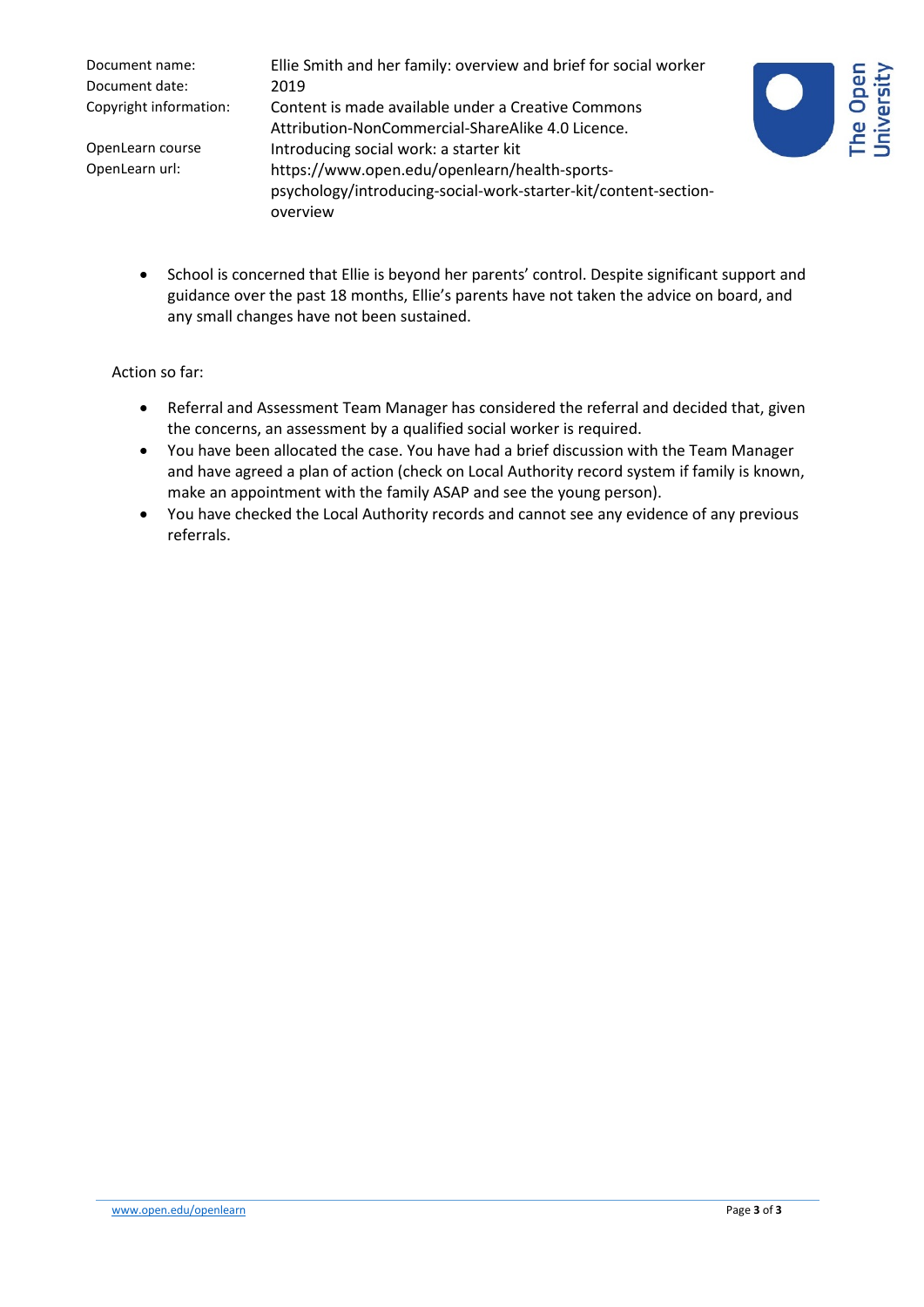Document name: Ellie Smith and her family: overview and brief for social worker
Document date: 2019
Copyright information: Content is made available under a Creative Commons Attribution-NonCommercial-ShareAlike 4.0 Licence.
OpenLearn course: Introducing social work: a starter kit
OpenLearn url: https://www.open.edu/openlearn/health-sports-psychology/introducing-social-work-starter-kit/content-section-overview

- School is concerned that Ellie is beyond her parents' control. Despite significant support and guidance over the past 18 months, Ellie's parents have not taken the advice on board, and any small changes have not been sustained.

Action so far:

- Referral and Assessment Team Manager has considered the referral and decided that, given the concerns, an assessment by a qualified social worker is required.
- You have been allocated the case. You have had a brief discussion with the Team Manager and have agreed a plan of action (check on Local Authority record system if family is known, make an appointment with the family ASAP and see the young person).
- You have checked the Local Authority records and cannot see any evidence of any previous referrals.